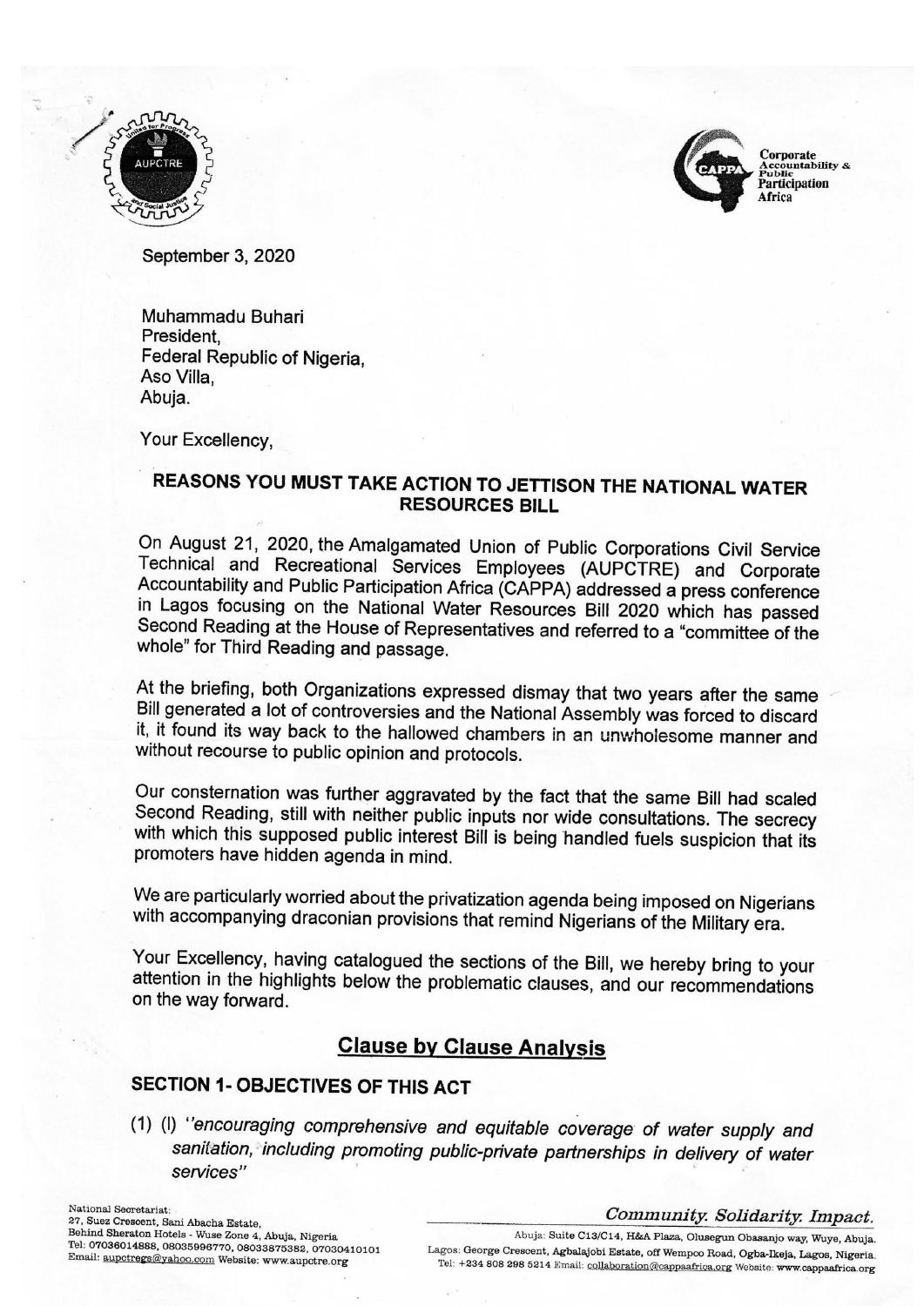September 3, 2020

Muhammadu Buhari
President,
Federal Republic of Nigeria,
Aso Villa,
Abuja.

Your Excellency,

## REASONS YOU MUST TAKE ACTION TO JETTISON THE NATIONAL WATER RESOURCES BILL

On August 21, 2020, the Amalgamated Union of Public Corporations Civil Service Technical and Recreational Services Employees (AUPCTRE) and Corporate Accountability and Public Participation Africa (CAPPA) addressed a press conference in Lagos focusing on the National Water Resources Bill 2020 which has passed Second Reading at the House of Representatives and referred to a "committee of the whole" for Third Reading and passage.

At the briefing, both Organizations expressed dismay that two years after the same Bill generated a lot of controversies and the National Assembly was forced to discard it, it found its way back to the hallowed chambers in an unwholesome manner and without recourse to public opinion and protocols.

Our consternation was further aggravated by the fact that the same Bill had scaled Second Reading, still with neither public inputs nor wide consultations. The secrecy with which this supposed public interest Bill is being handled fuels suspicion that its promoters have hidden agenda in mind.

We are particularly worried about the privatization agenda being imposed on Nigerians with accompanying draconian provisions that remind Nigerians of the Military era.

Your Excellency, having catalogued the sections of the Bill, we hereby bring to your attention in the highlights below the problematic clauses, and our recommendations on the way forward.

## Clause by Clause Analysis

### SECTION 1- OBJECTIVES OF THIS ACT

(1) (l) *"encouraging comprehensive and equitable coverage of water supply and sanitation, including promoting public-private partnerships in delivery of water services"*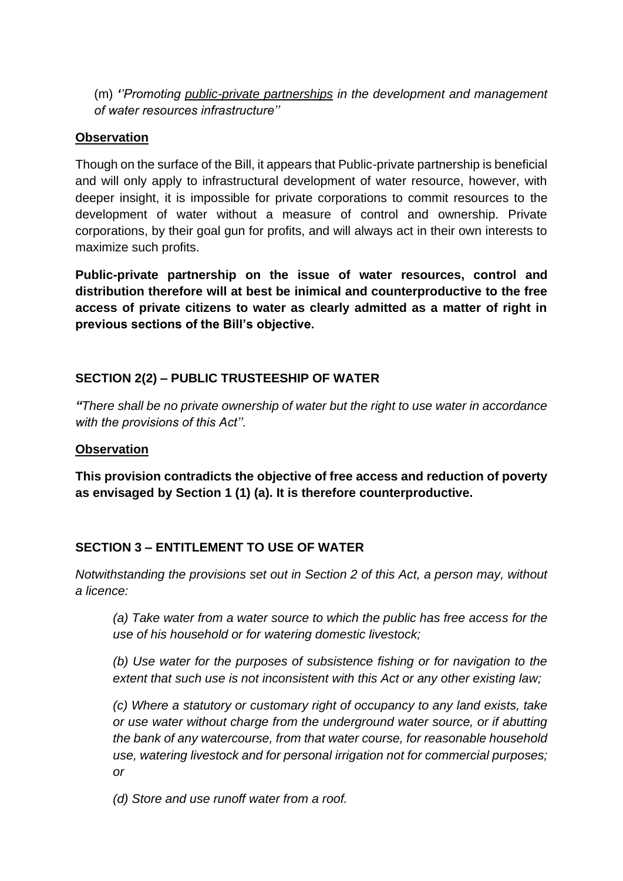(m) *''Promoting <u>public-private partnerships</u> in the development and management of water resources infrastructure''*

**<u>Observation</u>**

Though on the surface of the Bill, it appears that Public-private partnership is beneficial and will only apply to infrastructural development of water resource, however, with deeper insight, it is impossible for private corporations to commit resources to the development of water without a measure of control and ownership. Private corporations, by their goal gun for profits, and will always act in their own interests to maximize such profits.

**Public-private partnership on the issue of water resources, control and distribution therefore will at best be inimical and counterproductive to the free access of private citizens to water as clearly admitted as a matter of right in previous sections of the Bill's objective.**

### SECTION 2(2) – PUBLIC TRUSTEESHIP OF WATER

*"There shall be no private ownership of water but the right to use water in accordance with the provisions of this Act''.*

**<u>Observation</u>**

**This provision contradicts the objective of free access and reduction of poverty as envisaged by Section 1 (1) (a). It is therefore counterproductive.**

### SECTION 3 – ENTITLEMENT TO USE OF WATER

*Notwithstanding the provisions set out in Section 2 of this Act, a person may, without a licence:*

> *(a) Take water from a water source to which the public has free access for the use of his household or for watering domestic livestock;*
>
> *(b) Use water for the purposes of subsistence fishing or for navigation to the extent that such use is not inconsistent with this Act or any other existing law;*
>
> *(c) Where a statutory or customary right of occupancy to any land exists, take or use water without charge from the underground water source, or if abutting the bank of any watercourse, from that water course, for reasonable household use, watering livestock and for personal irrigation not for commercial purposes; or*
>
> *(d) Store and use runoff water from a roof.*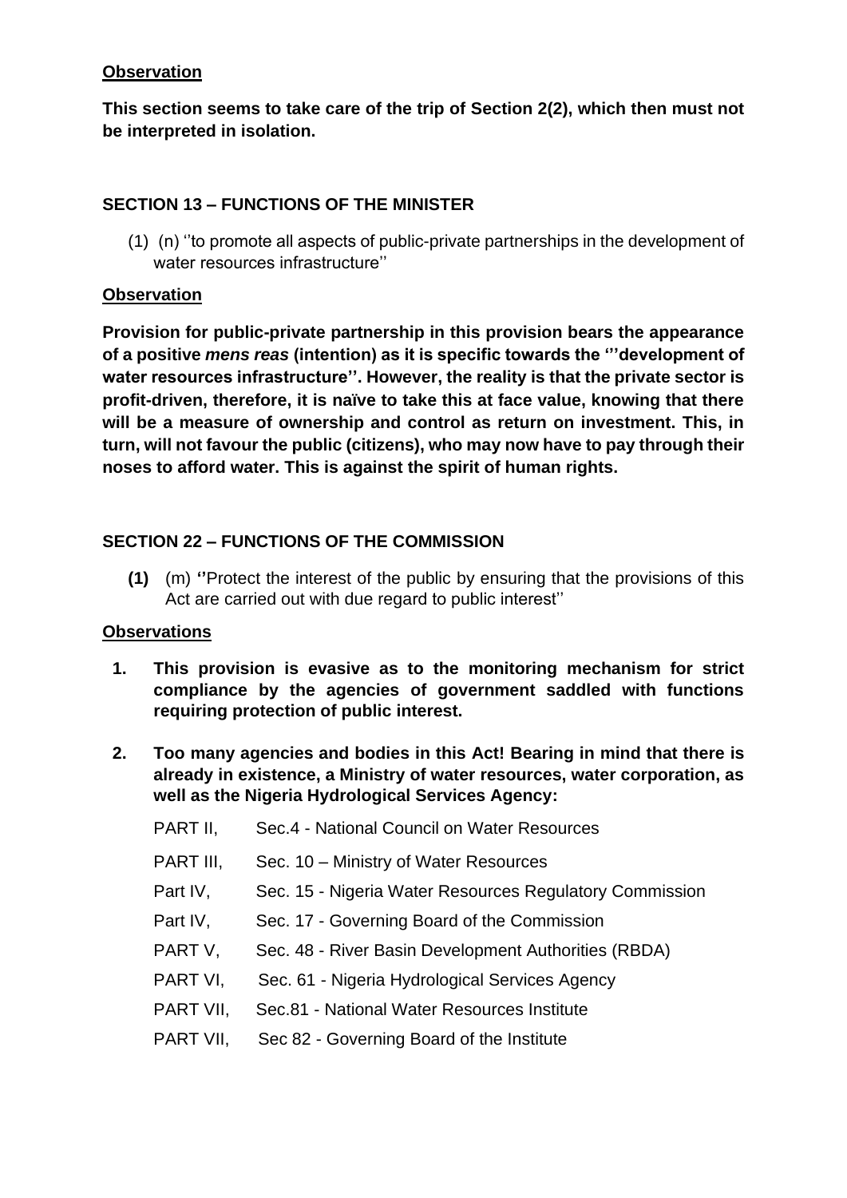**Observation**

**This section seems to take care of the trip of Section 2(2), which then must not be interpreted in isolation.**

**SECTION 13 – FUNCTIONS OF THE MINISTER**

(1) (n) ''to promote all aspects of public-private partnerships in the development of water resources infrastructure''

**Observation**

**Provision for public-private partnership in this provision bears the appearance of a positive *mens reas* (intention) as it is specific towards the '''development of water resources infrastructure''. However, the reality is that the private sector is profit-driven, therefore, it is naïve to take this at face value, knowing that there will be a measure of ownership and control as return on investment. This, in turn, will not favour the public (citizens), who may now have to pay through their noses to afford water. This is against the spirit of human rights.**

**SECTION 22 – FUNCTIONS OF THE COMMISSION**

**(1)** (m) **''**Protect the interest of the public by ensuring that the provisions of this Act are carried out with due regard to public interest''

**Observations**

1. **This provision is evasive as to the monitoring mechanism for strict compliance by the agencies of government saddled with functions requiring protection of public interest.**

2. **Too many agencies and bodies in this Act! Bearing in mind that there is already in existence, a Ministry of water resources, water corporation, as well as the Nigeria Hydrological Services Agency:**

| | |
|---|---|
| PART II, | Sec.4 - National Council on Water Resources |
| PART III, | Sec. 10 – Ministry of Water Resources |
| Part IV, | Sec. 15 - Nigeria Water Resources Regulatory Commission |
| Part IV, | Sec. 17 - Governing Board of the Commission |
| PART V, | Sec. 48 - River Basin Development Authorities (RBDA) |
| PART VI, | Sec. 61 - Nigeria Hydrological Services Agency |
| PART VII, | Sec.81 - National Water Resources Institute |
| PART VII, | Sec 82 - Governing Board of the Institute |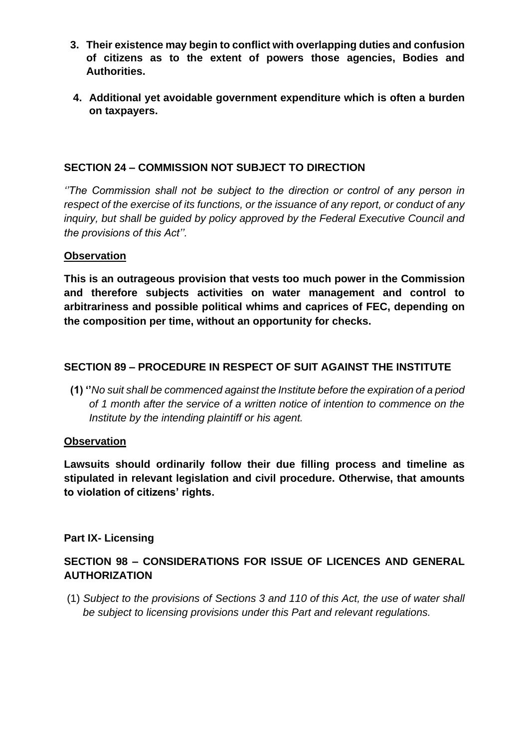3. **Their existence may begin to conflict with overlapping duties and confusion of citizens as to the extent of powers those agencies, Bodies and Authorities.**

4. **Additional yet avoidable government expenditure which is often a burden on taxpayers.**

### SECTION 24 – COMMISSION NOT SUBJECT TO DIRECTION

*''The Commission shall not be subject to the direction or control of any person in respect of the exercise of its functions, or the issuance of any report, or conduct of any inquiry, but shall be guided by policy approved by the Federal Executive Council and the provisions of this Act''.*

**Observation**

**This is an outrageous provision that vests too much power in the Commission and therefore subjects activities on water management and control to arbitrariness and possible political whims and caprices of FEC, depending on the composition per time, without an opportunity for checks.**

### SECTION 89 – PROCEDURE IN RESPECT OF SUIT AGAINST THE INSTITUTE

**(1) ''***No suit shall be commenced against the Institute before the expiration of a period of 1 month after the service of a written notice of intention to commence on the Institute by the intending plaintiff or his agent.*

**Observation**

**Lawsuits should ordinarily follow their due filling process and timeline as stipulated in relevant legislation and civil procedure. Otherwise, that amounts to violation of citizens' rights.**

**Part IX- Licensing**

### SECTION 98 – CONSIDERATIONS FOR ISSUE OF LICENCES AND GENERAL AUTHORIZATION

(1) *Subject to the provisions of Sections 3 and 110 of this Act, the use of water shall be subject to licensing provisions under this Part and relevant regulations.*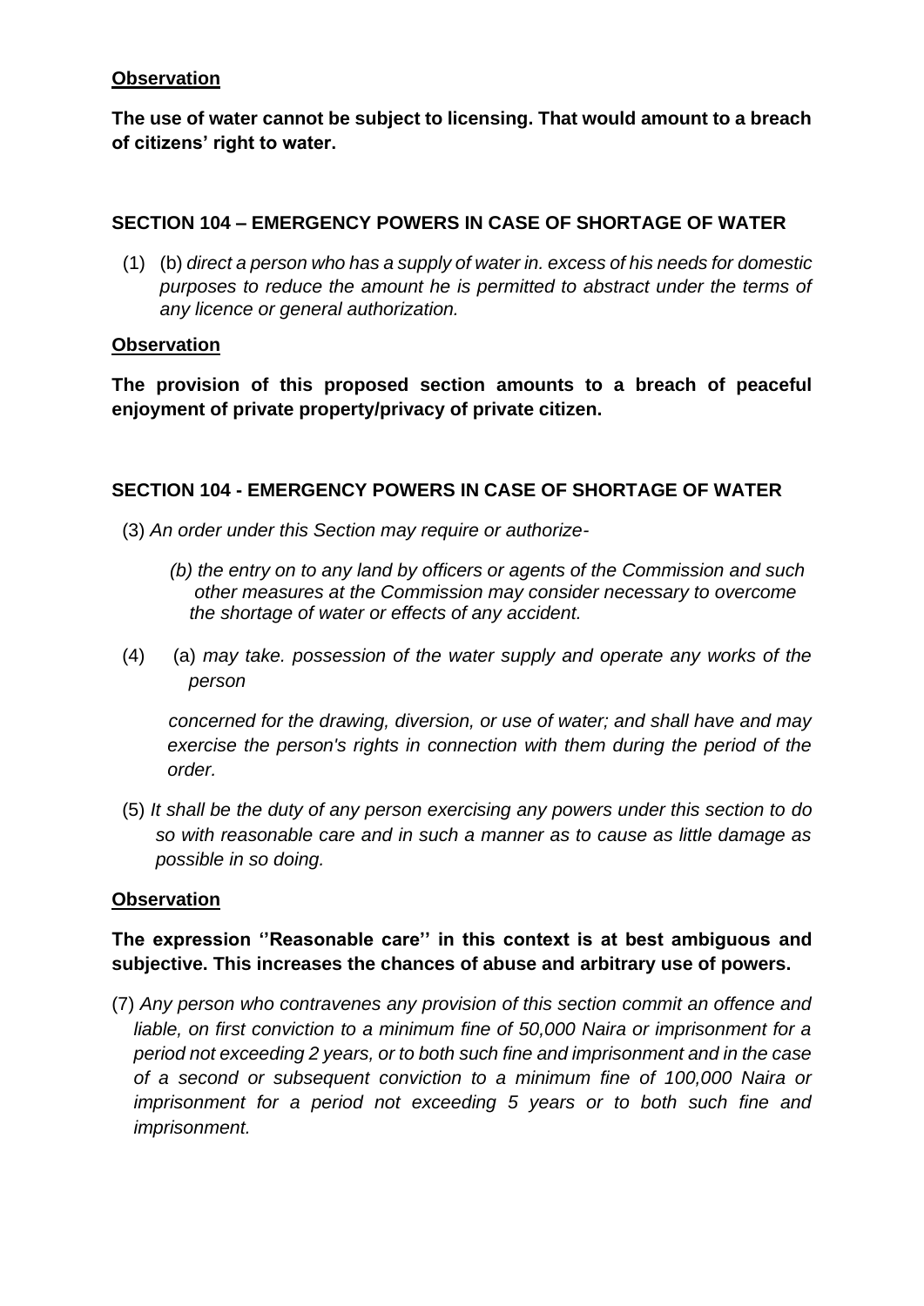**Observation**

**The use of water cannot be subject to licensing. That would amount to a breach of citizens' right to water.**

**SECTION 104 – EMERGENCY POWERS IN CASE OF SHORTAGE OF WATER**

(1) (b) *direct a person who has a supply of water in. excess of his needs for domestic purposes to reduce the amount he is permitted to abstract under the terms of any licence or general authorization.*

**Observation**

**The provision of this proposed section amounts to a breach of peaceful enjoyment of private property/privacy of private citizen.**

**SECTION 104 - EMERGENCY POWERS IN CASE OF SHORTAGE OF WATER**

(3) *An order under this Section may require or authorize-*

*(b) the entry on to any land by officers or agents of the Commission and such other measures at the Commission may consider necessary to overcome the shortage of water or effects of any accident.*

(4) (a) *may take. possession of the water supply and operate any works of the person*

*concerned for the drawing, diversion, or use of water; and shall have and may exercise the person's rights in connection with them during the period of the order.*

(5) *It shall be the duty of any person exercising any powers under this section to do so with reasonable care and in such a manner as to cause as little damage as possible in so doing.*

**Observation**

**The expression ''Reasonable care'' in this context is at best ambiguous and subjective. This increases the chances of abuse and arbitrary use of powers.**

(7) *Any person who contravenes any provision of this section commit an offence and liable, on first conviction to a minimum fine of 50,000 Naira or imprisonment for a period not exceeding 2 years, or to both such fine and imprisonment and in the case of a second or subsequent conviction to a minimum fine of 100,000 Naira or imprisonment for a period not exceeding 5 years or to both such fine and imprisonment.*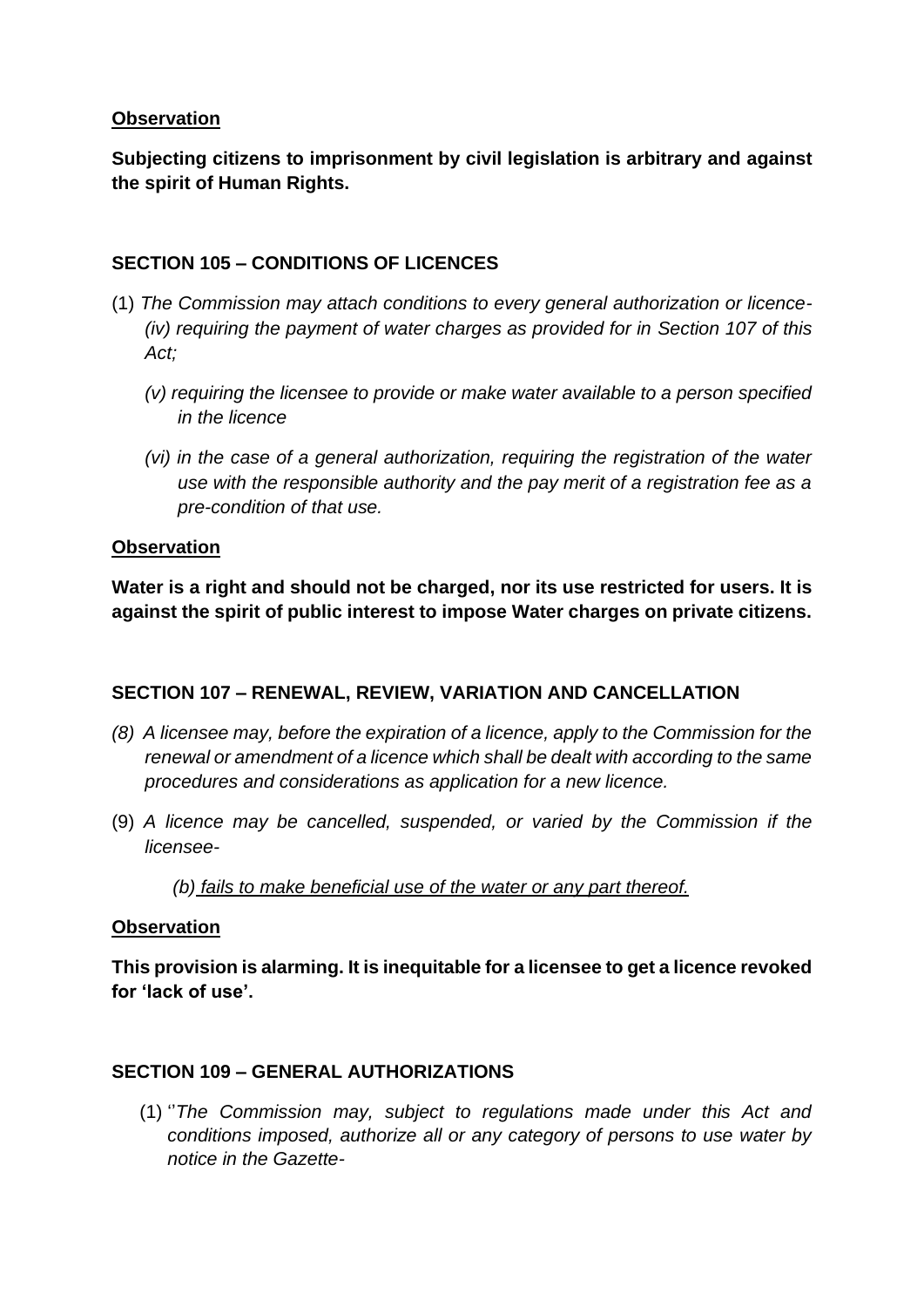**Observation**

**Subjecting citizens to imprisonment by civil legislation is arbitrary and against the spirit of Human Rights.**

**SECTION 105 – CONDITIONS OF LICENCES**

(1) *The Commission may attach conditions to every general authorization or licence-*
   *(iv) requiring the payment of water charges as provided for in Section 107 of this Act;*

   *(v) requiring the licensee to provide or make water available to a person specified in the licence*

   *(vi) in the case of a general authorization, requiring the registration of the water use with the responsible authority and the pay merit of a registration fee as a pre-condition of that use.*

**Observation**

**Water is a right and should not be charged, nor its use restricted for users. It is against the spirit of public interest to impose Water charges on private citizens.**

**SECTION 107 – RENEWAL, REVIEW, VARIATION AND CANCELLATION**

*(8) A licensee may, before the expiration of a licence, apply to the Commission for the renewal or amendment of a licence which shall be dealt with according to the same procedures and considerations as application for a new licence.*

(9) *A licence may be cancelled, suspended, or varied by the Commission if the licensee-*

   *(b) <u>fails to make beneficial use of the water or any part thereof.</u>*

**Observation**

**This provision is alarming. It is inequitable for a licensee to get a licence revoked for 'lack of use'.**

**SECTION 109 – GENERAL AUTHORIZATIONS**

(1) ''*The Commission may, subject to regulations made under this Act and conditions imposed, authorize all or any category of persons to use water by notice in the Gazette-*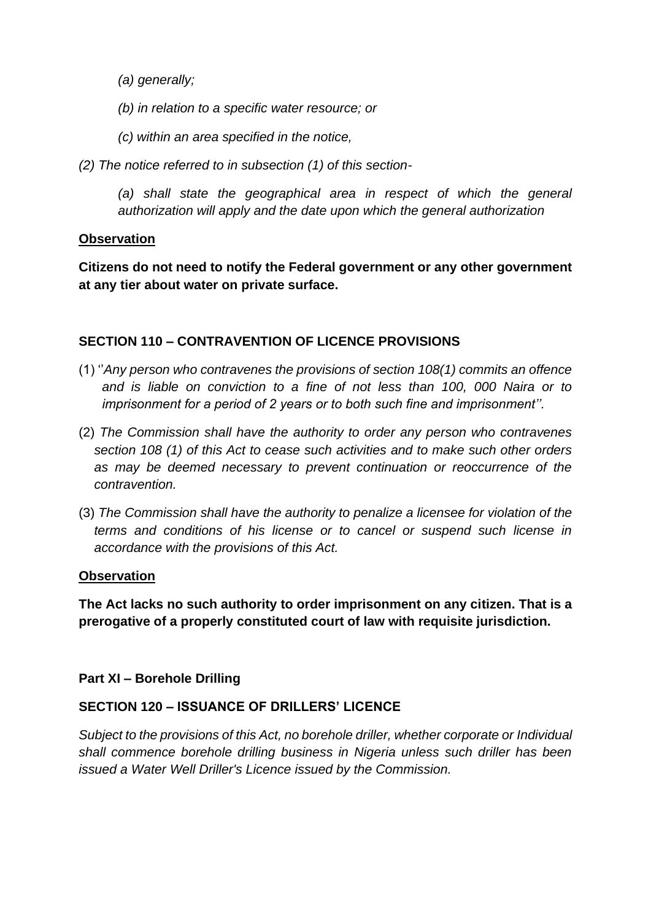*(a) generally;*

*(b) in relation to a specific water resource; or*

*(c) within an area specified in the notice,*

*(2) The notice referred to in subsection (1) of this section-*

*(a) shall state the geographical area in respect of which the general authorization will apply and the date upon which the general authorization*

**Observation**

**Citizens do not need to notify the Federal government or any other government at any tier about water on private surface.**

**SECTION 110 – CONTRAVENTION OF LICENCE PROVISIONS**

(1) ''*Any person who contravenes the provisions of section 108(1) commits an offence and is liable on conviction to a fine of not less than 100, 000 Naira or to imprisonment for a period of 2 years or to both such fine and imprisonment''.*

(2) *The Commission shall have the authority to order any person who contravenes section 108 (1) of this Act to cease such activities and to make such other orders as may be deemed necessary to prevent continuation or reoccurrence of the contravention.*

(3) *The Commission shall have the authority to penalize a licensee for violation of the terms and conditions of his license or to cancel or suspend such license in accordance with the provisions of this Act.*

**Observation**

**The Act lacks no such authority to order imprisonment on any citizen. That is a prerogative of a properly constituted court of law with requisite jurisdiction.**

**Part XI – Borehole Drilling**

**SECTION 120 – ISSUANCE OF DRILLERS' LICENCE**

*Subject to the provisions of this Act, no borehole driller, whether corporate or Individual shall commence borehole drilling business in Nigeria unless such driller has been issued a Water Well Driller's Licence issued by the Commission.*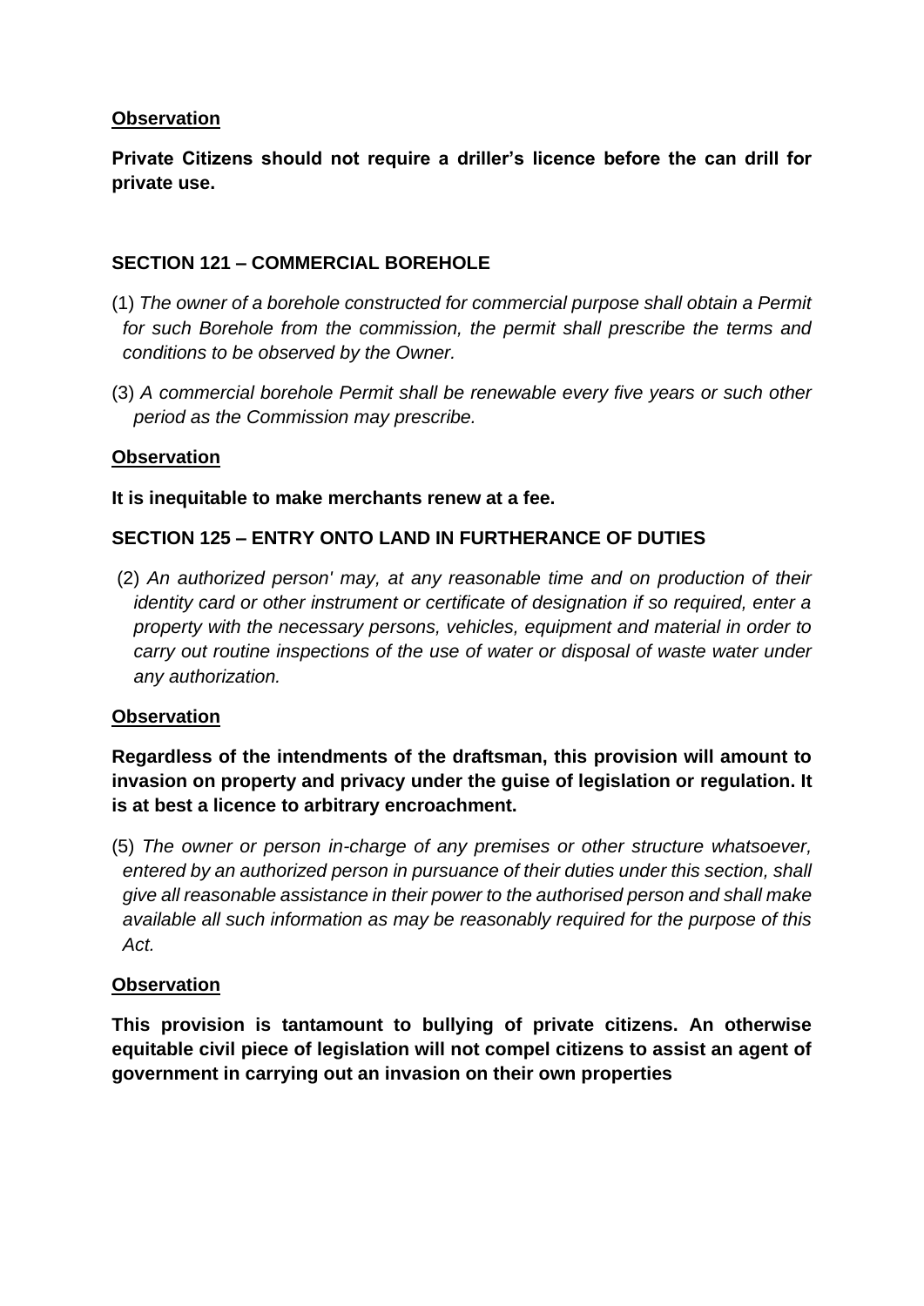**<u>Observation</u>**

**Private Citizens should not require a driller's licence before the can drill for private use.**

**SECTION 121 – COMMERCIAL BOREHOLE**

(1) *The owner of a borehole constructed for commercial purpose shall obtain a Permit for such Borehole from the commission, the permit shall prescribe the terms and conditions to be observed by the Owner.*

(3) *A commercial borehole Permit shall be renewable every five years or such other period as the Commission may prescribe.*

**<u>Observation</u>**

**It is inequitable to make merchants renew at a fee.**

**SECTION 125 – ENTRY ONTO LAND IN FURTHERANCE OF DUTIES**

(2) *An authorized person' may, at any reasonable time and on production of their identity card or other instrument or certificate of designation if so required, enter a property with the necessary persons, vehicles, equipment and material in order to carry out routine inspections of the use of water or disposal of waste water under any authorization.*

**<u>Observation</u>**

**Regardless of the intendments of the draftsman, this provision will amount to invasion on property and privacy under the guise of legislation or regulation. It is at best a licence to arbitrary encroachment.**

(5) *The owner or person in-charge of any premises or other structure whatsoever, entered by an authorized person in pursuance of their duties under this section, shall give all reasonable assistance in their power to the authorised person and shall make available all such information as may be reasonably required for the purpose of this Act.*

**<u>Observation</u>**

**This provision is tantamount to bullying of private citizens. An otherwise equitable civil piece of legislation will not compel citizens to assist an agent of government in carrying out an invasion on their own properties**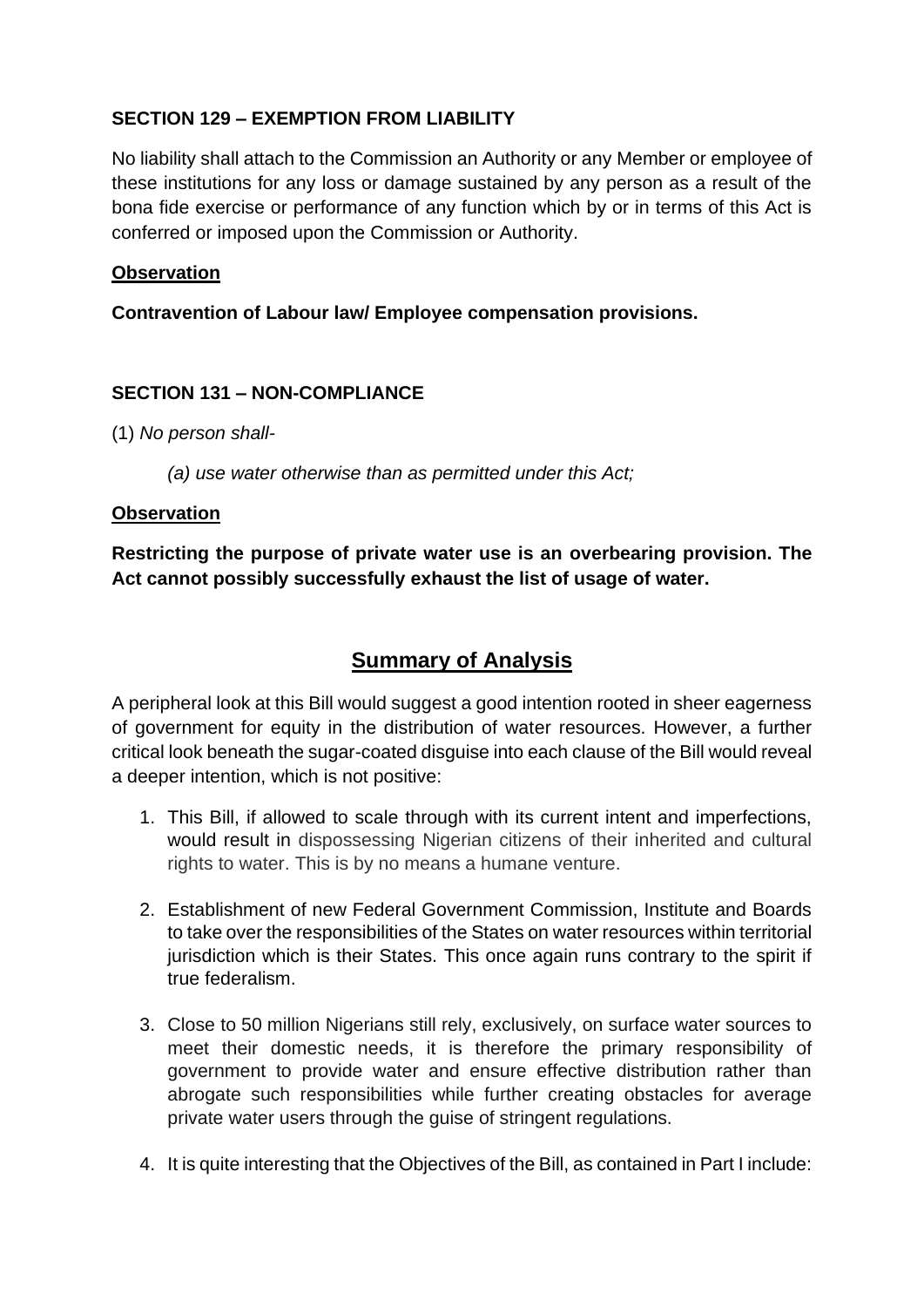**SECTION 129 – EXEMPTION FROM LIABILITY**

No liability shall attach to the Commission an Authority or any Member or employee of these institutions for any loss or damage sustained by any person as a result of the bona fide exercise or performance of any function which by or in terms of this Act is conferred or imposed upon the Commission or Authority.

**Observation**

**Contravention of Labour law/ Employee compensation provisions.**

**SECTION 131 – NON-COMPLIANCE**

(1) *No person shall-*

*(a) use water otherwise than as permitted under this Act;*

**Observation**

**Restricting the purpose of private water use is an overbearing provision. The Act cannot possibly successfully exhaust the list of usage of water.**

## Summary of Analysis

A peripheral look at this Bill would suggest a good intention rooted in sheer eagerness of government for equity in the distribution of water resources. However, a further critical look beneath the sugar-coated disguise into each clause of the Bill would reveal a deeper intention, which is not positive:

1. This Bill, if allowed to scale through with its current intent and imperfections, would result in dispossessing Nigerian citizens of their inherited and cultural rights to water. This is by no means a humane venture.

2. Establishment of new Federal Government Commission, Institute and Boards to take over the responsibilities of the States on water resources within territorial jurisdiction which is their States. This once again runs contrary to the spirit if true federalism.

3. Close to 50 million Nigerians still rely, exclusively, on surface water sources to meet their domestic needs, it is therefore the primary responsibility of government to provide water and ensure effective distribution rather than abrogate such responsibilities while further creating obstacles for average private water users through the guise of stringent regulations.

4. It is quite interesting that the Objectives of the Bill, as contained in Part I include: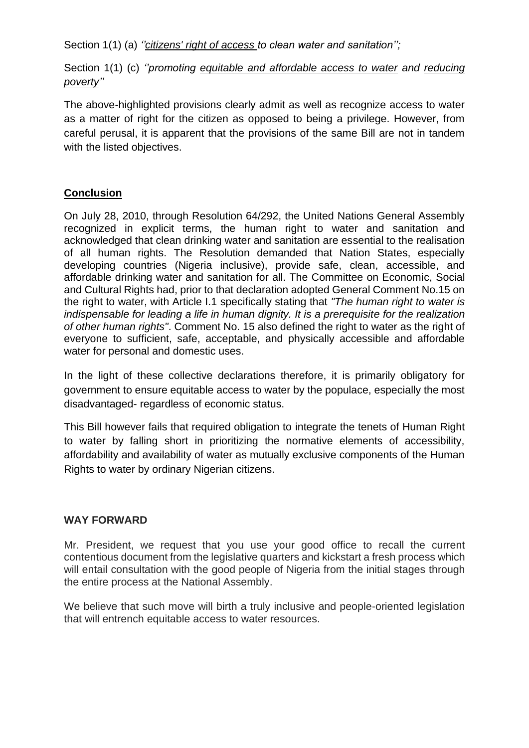Section 1(1) (a) *''<u>citizens' right of access</u> to clean water and sanitation'';*

Section 1(1) (c) *''promoting <u>equitable and affordable access to water</u> and <u>reducing poverty</u>''*

The above-highlighted provisions clearly admit as well as recognize access to water as a matter of right for the citizen as opposed to being a privilege. However, from careful perusal, it is apparent that the provisions of the same Bill are not in tandem with the listed objectives.

## **<u>Conclusion</u>**

On July 28, 2010, through Resolution 64/292, the United Nations General Assembly recognized in explicit terms, the human right to water and sanitation and acknowledged that clean drinking water and sanitation are essential to the realisation of all human rights. The Resolution demanded that Nation States, especially developing countries (Nigeria inclusive), provide safe, clean, accessible, and affordable drinking water and sanitation for all. The Committee on Economic, Social and Cultural Rights had, prior to that declaration adopted General Comment No.15 on the right to water, with Article I.1 specifically stating that *"The human right to water is indispensable for leading a life in human dignity. It is a prerequisite for the realization of other human rights"*. Comment No. 15 also defined the right to water as the right of everyone to sufficient, safe, acceptable, and physically accessible and affordable water for personal and domestic uses.

In the light of these collective declarations therefore, it is primarily obligatory for government to ensure equitable access to water by the populace, especially the most disadvantaged- regardless of economic status.

This Bill however fails that required obligation to integrate the tenets of Human Right to water by falling short in prioritizing the normative elements of accessibility, affordability and availability of water as mutually exclusive components of the Human Rights to water by ordinary Nigerian citizens.

## **WAY FORWARD**

Mr. President, we request that you use your good office to recall the current contentious document from the legislative quarters and kickstart a fresh process which will entail consultation with the good people of Nigeria from the initial stages through the entire process at the National Assembly.

We believe that such move will birth a truly inclusive and people-oriented legislation that will entrench equitable access to water resources.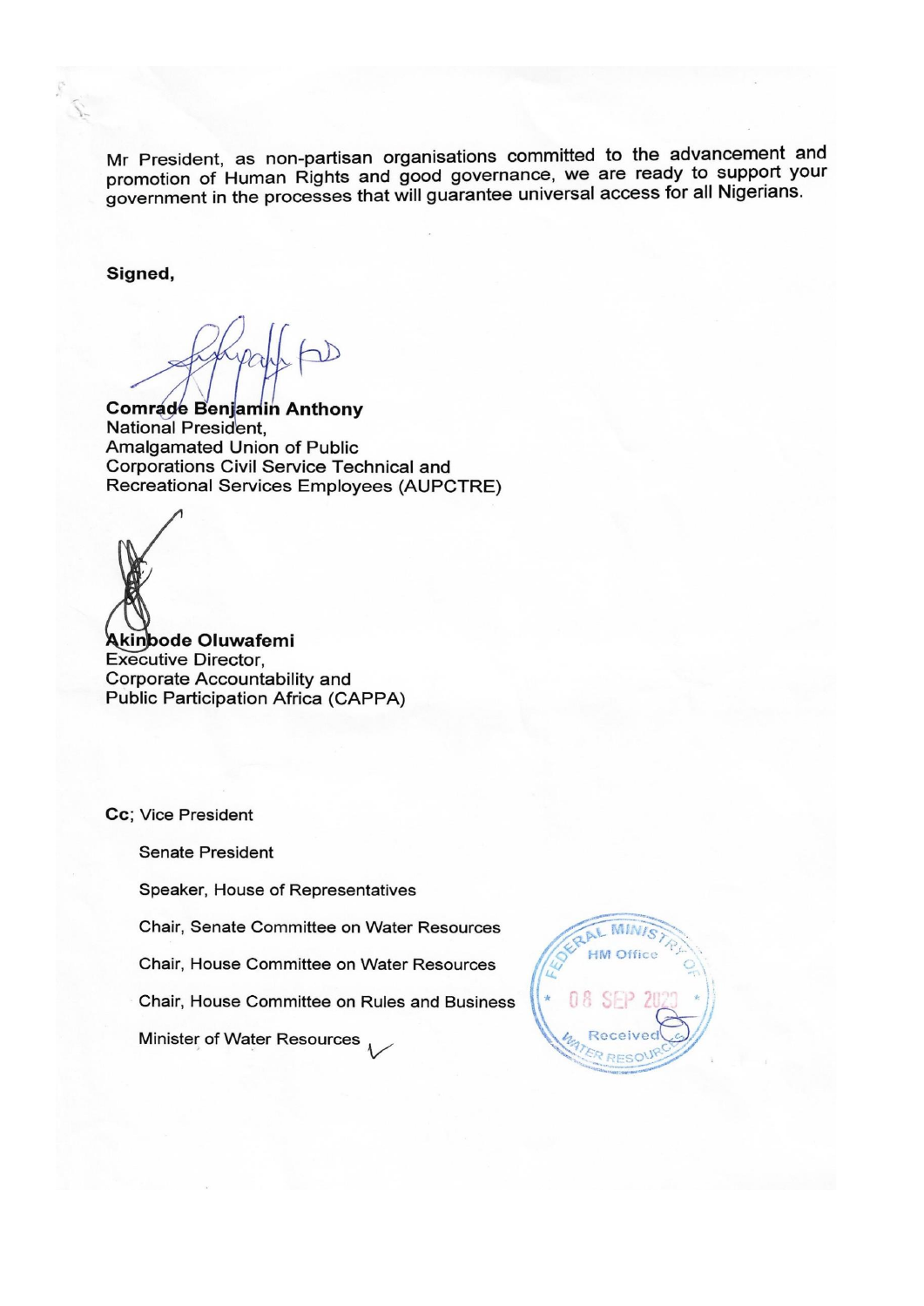Mr President, as non-partisan organisations committed to the advancement and promotion of Human Rights and good governance, we are ready to support your government in the processes that will guarantee universal access for all Nigerians.

**Signed,**

**Comrade Benjamin Anthony**
National President,
Amalgamated Union of Public Corporations Civil Service Technical and Recreational Services Employees (AUPCTRE)

**Akinbode Oluwafemi**
Executive Director,
Corporate Accountability and Public Participation Africa (CAPPA)

**Cc**; Vice President

Senate President

Speaker, House of Representatives

Chair, Senate Committee on Water Resources

Chair, House Committee on Water Resources

Chair, House Committee on Rules and Business

Minister of Water Resources

FEDERAL MINISTRY OF WATER RESOURCES
HM Office
08 SEP 2023
Received